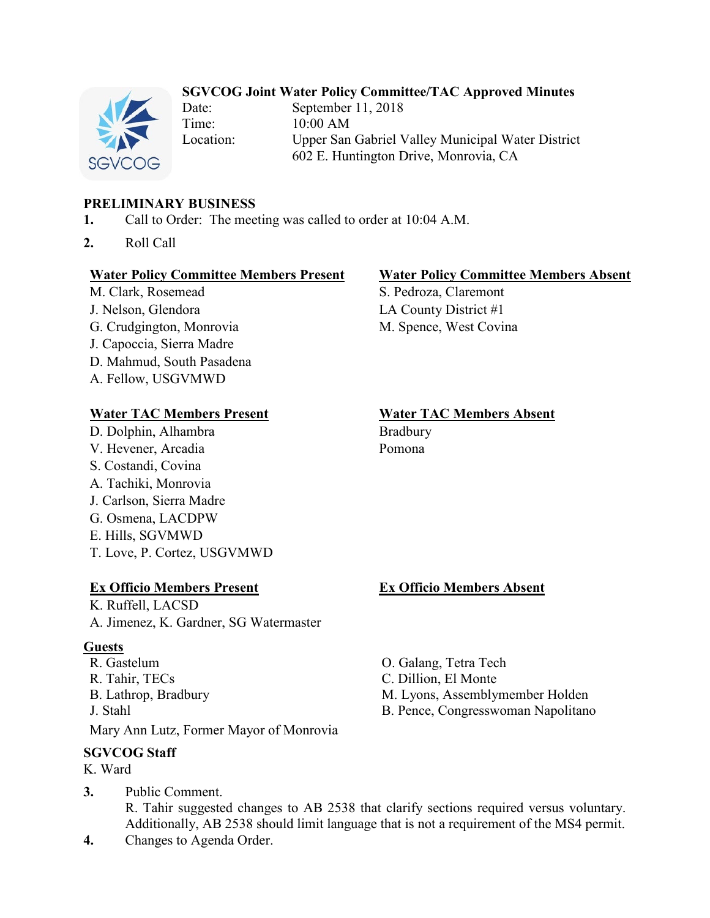**SGVCOG Joint Water Policy Committee/TAC Approved Minutes**

Date: September 11, 2018
Time: 10:00 AM
Location: Upper San Gabriel Valley Municipal Water District
602 E. Huntington Drive, Monrovia, CA

**PRELIMINARY BUSINESS**

1. Call to Order: The meeting was called to order at 10:04 A.M.
2. Roll Call

**Water Policy Committee Members Present**
M. Clark, Rosemead
J. Nelson, Glendora
G. Crudgington, Monrovia
J. Capoccia, Sierra Madre
D. Mahmud, South Pasadena
A. Fellow, USGVMWD

**Water Policy Committee Members Absent**
S. Pedroza, Claremont
LA County District #1
M. Spence, West Covina

**Water TAC Members Present**
D. Dolphin, Alhambra
V. Hevener, Arcadia
S. Costandi, Covina
A. Tachiki, Monrovia
J. Carlson, Sierra Madre
G. Osmena, LACDPW
E. Hills, SGVMWD
T. Love, P. Cortez, USGVMWD

**Water TAC Members Absent**
Bradbury
Pomona

**Ex Officio Members Present**
K. Ruffell, LACSD
A. Jimenez, K. Gardner, SG Watermaster

**Ex Officio Members Absent**

**Guests**
R. Gastelum
R. Tahir, TECs
B. Lathrop, Bradbury
J. Stahl
Mary Ann Lutz, Former Mayor of Monrovia
O. Galang, Tetra Tech
C. Dillion, El Monte
M. Lyons, Assemblymember Holden
B. Pence, Congresswoman Napolitano

**SGVCOG Staff**
K. Ward

3. Public Comment.
   R. Tahir suggested changes to AB 2538 that clarify sections required versus voluntary. Additionally, AB 2538 should limit language that is not a requirement of the MS4 permit.
4. Changes to Agenda Order.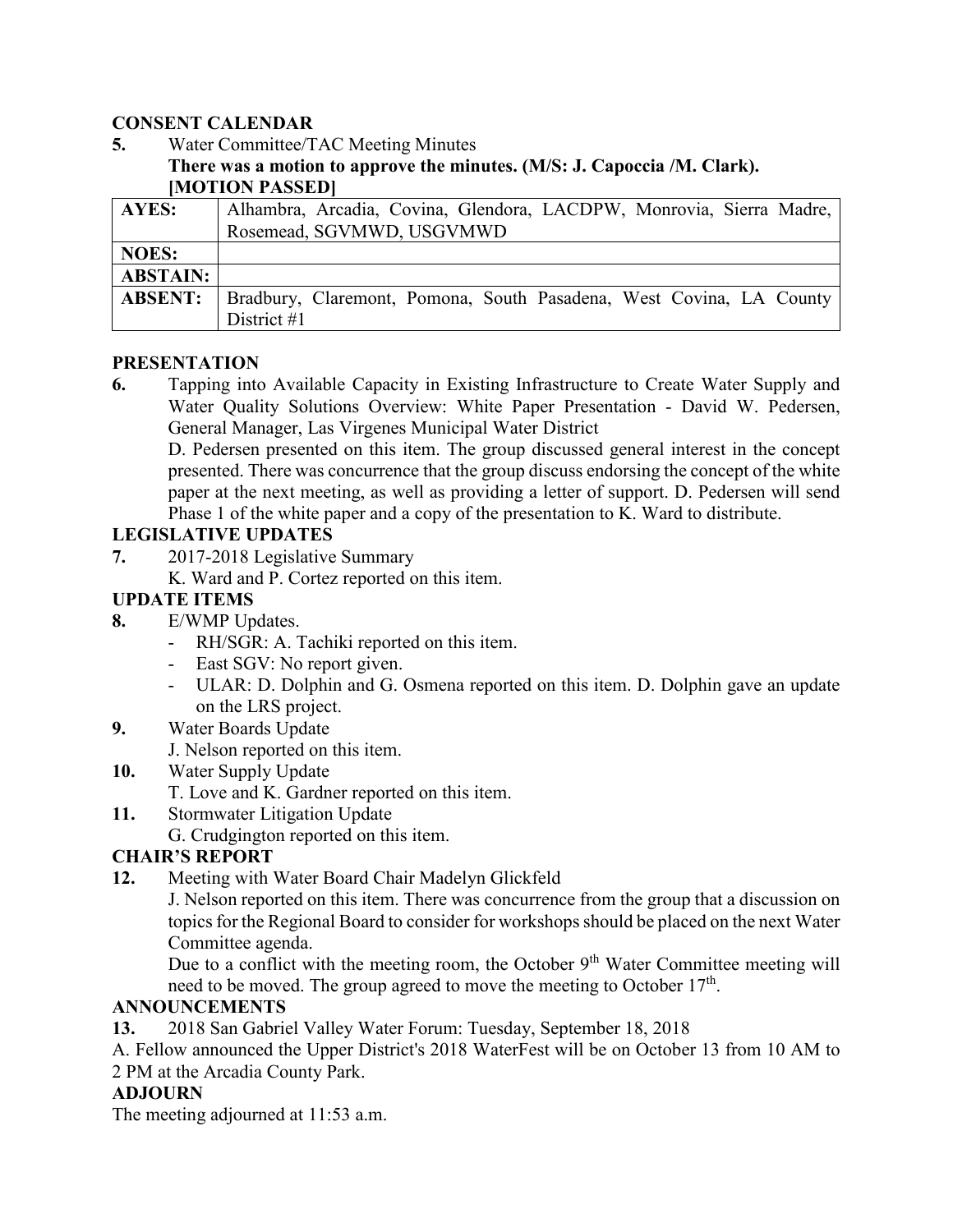## CONSENT CALENDAR

**5.** Water Committee/TAC Meeting Minutes

**There was a motion to approve the minutes. (M/S: J. Capoccia /M. Clark). [MOTION PASSED]**

| | |
|---|---|
| **AYES:** | Alhambra, Arcadia, Covina, Glendora, LACDPW, Monrovia, Sierra Madre, Rosemead, SGVMWD, USGVMWD |
| **NOES:** | |
| **ABSTAIN:** | |
| **ABSENT:** | Bradbury, Claremont, Pomona, South Pasadena, West Covina, LA County District #1 |

## PRESENTATION

**6.** Tapping into Available Capacity in Existing Infrastructure to Create Water Supply and Water Quality Solutions Overview: White Paper Presentation - David W. Pedersen, General Manager, Las Virgenes Municipal Water District

D. Pedersen presented on this item. The group discussed general interest in the concept presented. There was concurrence that the group discuss endorsing the concept of the white paper at the next meeting, as well as providing a letter of support. D. Pedersen will send Phase 1 of the white paper and a copy of the presentation to K. Ward to distribute.

## LEGISLATIVE UPDATES

**7.** 2017-2018 Legislative Summary

K. Ward and P. Cortez reported on this item.

## UPDATE ITEMS

**8.** E/WMP Updates.

- RH/SGR: A. Tachiki reported on this item.
- East SGV: No report given.
- ULAR: D. Dolphin and G. Osmena reported on this item. D. Dolphin gave an update on the LRS project.

**9.** Water Boards Update

J. Nelson reported on this item.

**10.** Water Supply Update

T. Love and K. Gardner reported on this item.

**11.** Stormwater Litigation Update

G. Crudgington reported on this item.

## CHAIR'S REPORT

**12.** Meeting with Water Board Chair Madelyn Glickfeld

J. Nelson reported on this item. There was concurrence from the group that a discussion on topics for the Regional Board to consider for workshops should be placed on the next Water Committee agenda.

Due to a conflict with the meeting room, the October 9th Water Committee meeting will need to be moved. The group agreed to move the meeting to October 17th.

## ANNOUNCEMENTS

**13.** 2018 San Gabriel Valley Water Forum: Tuesday, September 18, 2018

A. Fellow announced the Upper District's 2018 WaterFest will be on October 13 from 10 AM to 2 PM at the Arcadia County Park.

## ADJOURN

The meeting adjourned at 11:53 a.m.